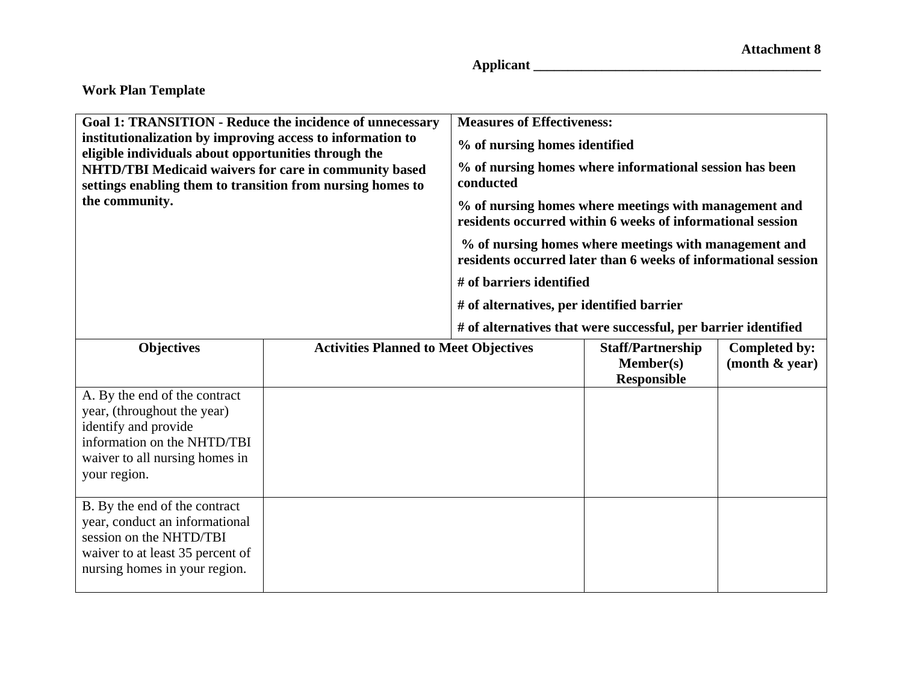**Attachment 8**

**Applicant \_\_\_\_\_\_\_\_\_\_\_\_\_\_\_\_\_\_\_\_\_\_\_\_\_\_\_\_\_\_\_\_\_\_\_\_\_\_\_\_\_\_\_\_**

**Work Plan Template**

| **Goal 1: TRANSITION - Reduce the incidence of unnecessary institutionalization by improving access to information to eligible individuals about opportunities through the NHTD/TBI Medicaid waivers for care in community based settings enabling them to transition from nursing homes to the community.** | | **Measures of Effectiveness:**<br>**% of nursing homes identified**<br>**% of nursing homes where informational session has been conducted**<br>**% of nursing homes where meetings with management and residents occurred within 6 weeks of informational session**<br>**% of nursing homes where meetings with management and residents occurred later than 6 weeks of informational session**<br>**# of barriers identified**<br>**# of alternatives, per identified barrier**<br>**# of alternatives that were successful, per barrier identified** | |
|---|---|---|---|
| **Objectives** | **Activities Planned to Meet Objectives** | **Staff/Partnership Member(s) Responsible** | **Completed by: (month & year)** |
| A. By the end of the contract year, (throughout the year) identify and provide information on the NHTD/TBI waiver to all nursing homes in your region. | | | |
| B. By the end of the contract year, conduct an informational session on the NHTD/TBI waiver to at least 35 percent of nursing homes in your region. | | | |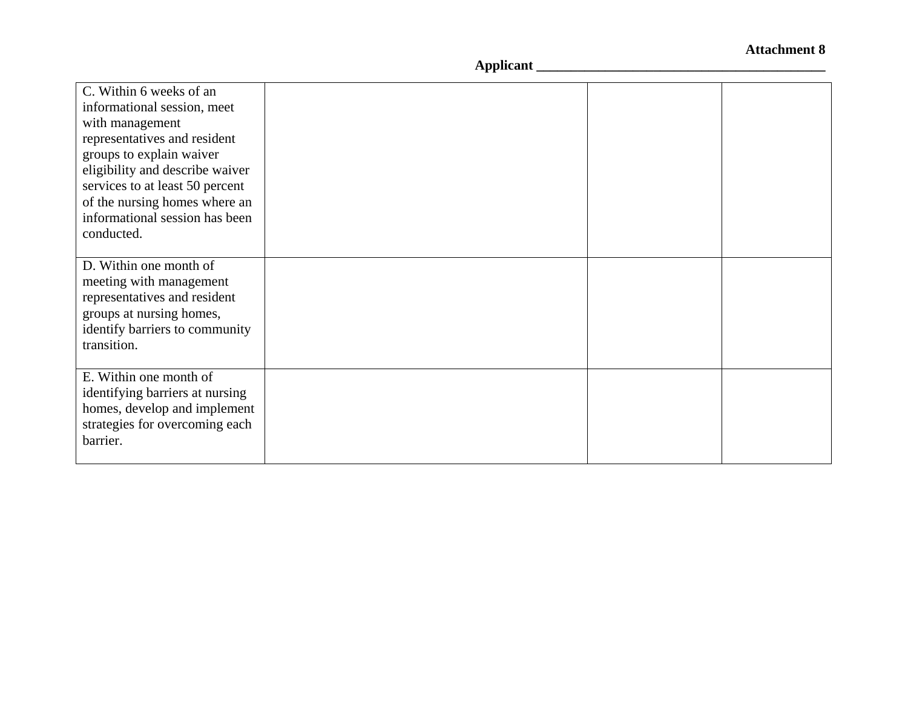**Attachment 8**

**Applicant \_\_\_\_\_\_\_\_\_\_\_\_\_\_\_\_\_\_\_\_\_\_\_\_\_\_\_\_\_\_\_\_\_\_\_\_\_\_\_\_\_\_**

| | | | |
|---|---|---|---|
| C. Within 6 weeks of an informational session, meet with management representatives and resident groups to explain waiver eligibility and describe waiver services to at least 50 percent of the nursing homes where an informational session has been conducted. | | | |
| D. Within one month of meeting with management representatives and resident groups at nursing homes, identify barriers to community transition. | | | |
| E. Within one month of identifying barriers at nursing homes, develop and implement strategies for overcoming each barrier. | | | |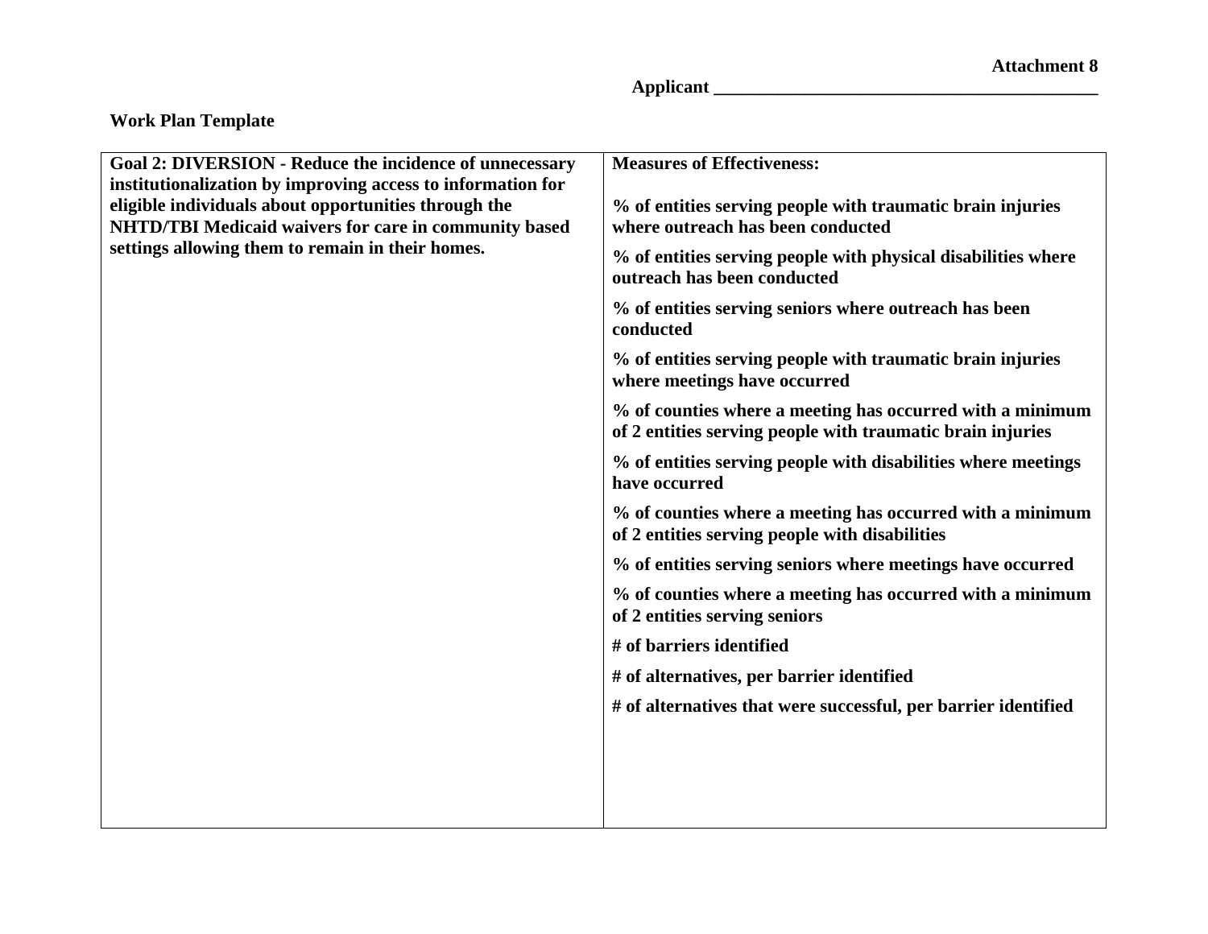**Attachment 8**

**Applicant \_\_\_\_\_\_\_\_\_\_\_\_\_\_\_\_\_\_\_\_\_\_\_\_\_\_\_\_\_\_\_\_\_\_\_\_\_\_\_\_\_\_\_\_**

**Work Plan Template**

| **Goal 2: DIVERSION - Reduce the incidence of unnecessary institutionalization by improving access to information for eligible individuals about opportunities through the NHTD/TBI Medicaid waivers for care in community based settings allowing them to remain in their homes.** | **Measures of Effectiveness:**<br><br>**% of entities serving people with traumatic brain injuries where outreach has been conducted**<br><br>**% of entities serving people with physical disabilities where outreach has been conducted**<br><br>**% of entities serving seniors where outreach has been conducted**<br><br>**% of entities serving people with traumatic brain injuries where meetings have occurred**<br><br>**% of counties where a meeting has occurred with a minimum of 2 entities serving people with traumatic brain injuries**<br><br>**% of entities serving people with disabilities where meetings have occurred**<br><br>**% of counties where a meeting has occurred with a minimum of 2 entities serving people with disabilities**<br><br>**% of entities serving seniors where meetings have occurred**<br><br>**% of counties where a meeting has occurred with a minimum of 2 entities serving seniors**<br><br>**# of barriers identified**<br><br>**# of alternatives, per barrier identified**<br><br>**# of alternatives that were successful, per barrier identified** |
|---|---|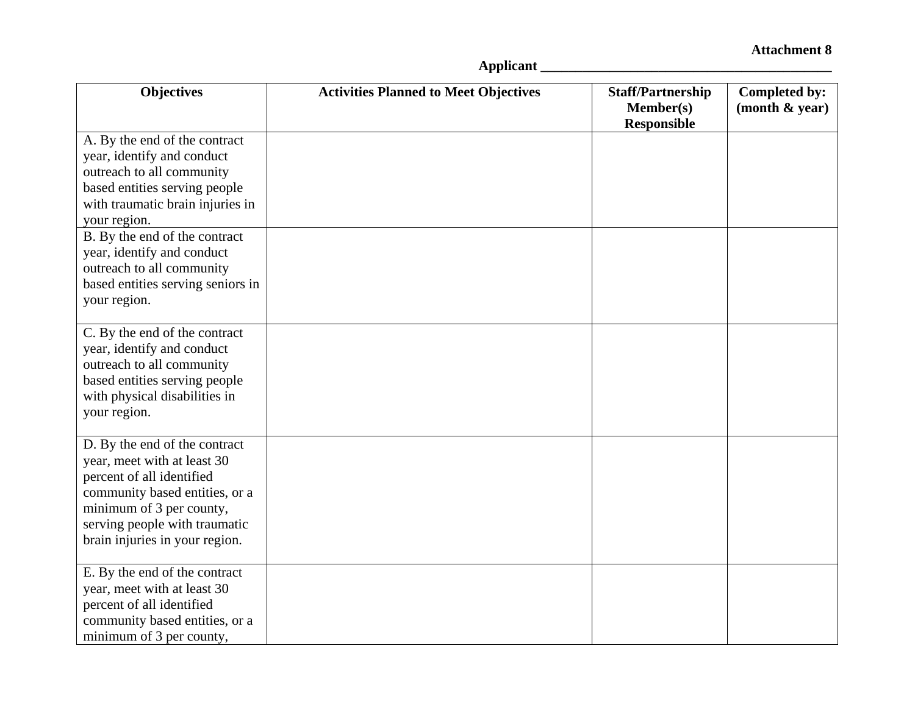**Attachment 8**

**Applicant \_\_\_\_\_\_\_\_\_\_\_\_\_\_\_\_\_\_\_\_\_\_\_\_\_\_\_\_\_\_\_\_\_\_\_\_\_\_\_\_\_\_**

| Objectives | Activities Planned to Meet Objectives | Staff/Partnership Member(s) Responsible | Completed by: (month & year) |
| --- | --- | --- | --- |
| A. By the end of the contract year, identify and conduct outreach to all community based entities serving people with traumatic brain injuries in your region. | | | |
| B. By the end of the contract year, identify and conduct outreach to all community based entities serving seniors in your region. | | | |
| C. By the end of the contract year, identify and conduct outreach to all community based entities serving people with physical disabilities in your region. | | | |
| D. By the end of the contract year, meet with at least 30 percent of all identified community based entities, or a minimum of 3 per county, serving people with traumatic brain injuries in your region. | | | |
| E. By the end of the contract year, meet with at least 30 percent of all identified community based entities, or a minimum of 3 per county, | | | |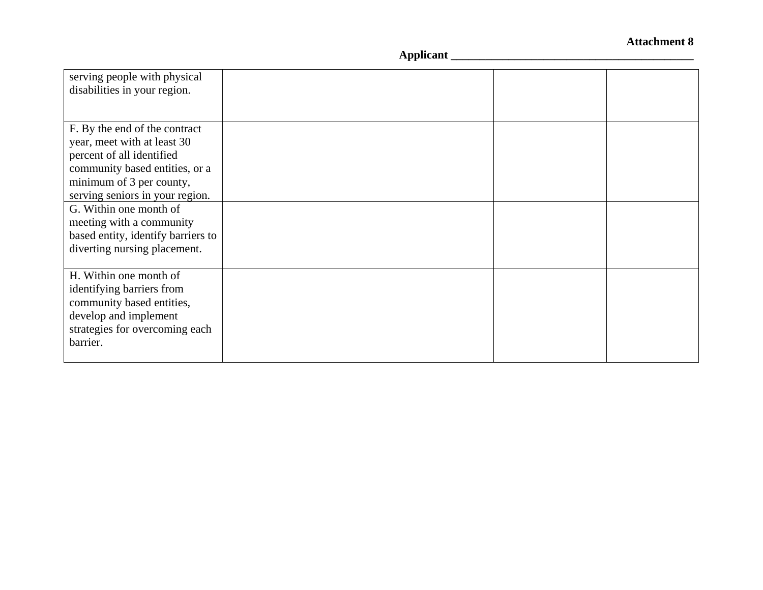**Attachment 8**

**Applicant ________________________________________**

| | | | |
|---|---|---|---|
| serving people with physical disabilities in your region. | | | |
| F. By the end of the contract year, meet with at least 30 percent of all identified community based entities, or a minimum of 3 per county, serving seniors in your region. | | | |
| G. Within one month of meeting with a community based entity, identify barriers to diverting nursing placement. | | | |
| H. Within one month of identifying barriers from community based entities, develop and implement strategies for overcoming each barrier. | | | |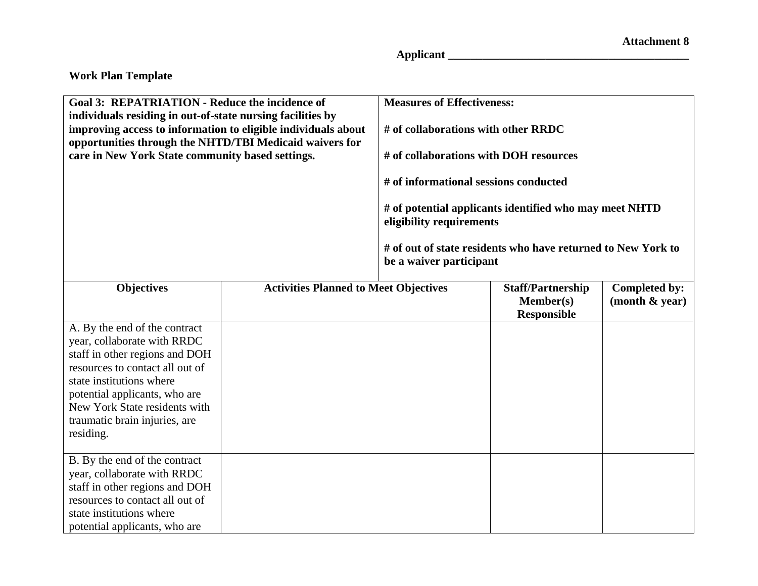**Attachment 8**

**Applicant \_\_\_\_\_\_\_\_\_\_\_\_\_\_\_\_\_\_\_\_\_\_\_\_\_\_\_\_\_\_\_\_\_\_\_\_\_\_\_\_\_\_**

**Work Plan Template**

| **Goal 3: REPATRIATION - Reduce the incidence of individuals residing in out-of-state nursing facilities by improving access to information to eligible individuals about opportunities through the NHTD/TBI Medicaid waivers for care in New York State community based settings.** | | **Measures of Effectiveness:**<br><br>**# of collaborations with other RRDC**<br><br>**# of collaborations with DOH resources**<br><br>**# of informational sessions conducted**<br><br>**# of potential applicants identified who may meet NHTD eligibility requirements**<br><br>**# of out of state residents who have returned to New York to be a waiver participant** | |
|---|---|---|---|
| **Objectives** | **Activities Planned to Meet Objectives** | **Staff/Partnership Member(s) Responsible** | **Completed by: (month & year)** |
| A. By the end of the contract year, collaborate with RRDC staff in other regions and DOH resources to contact all out of state institutions where potential applicants, who are New York State residents with traumatic brain injuries, are residing. | | | |
| B. By the end of the contract year, collaborate with RRDC staff in other regions and DOH resources to contact all out of state institutions where potential applicants, who are | | | |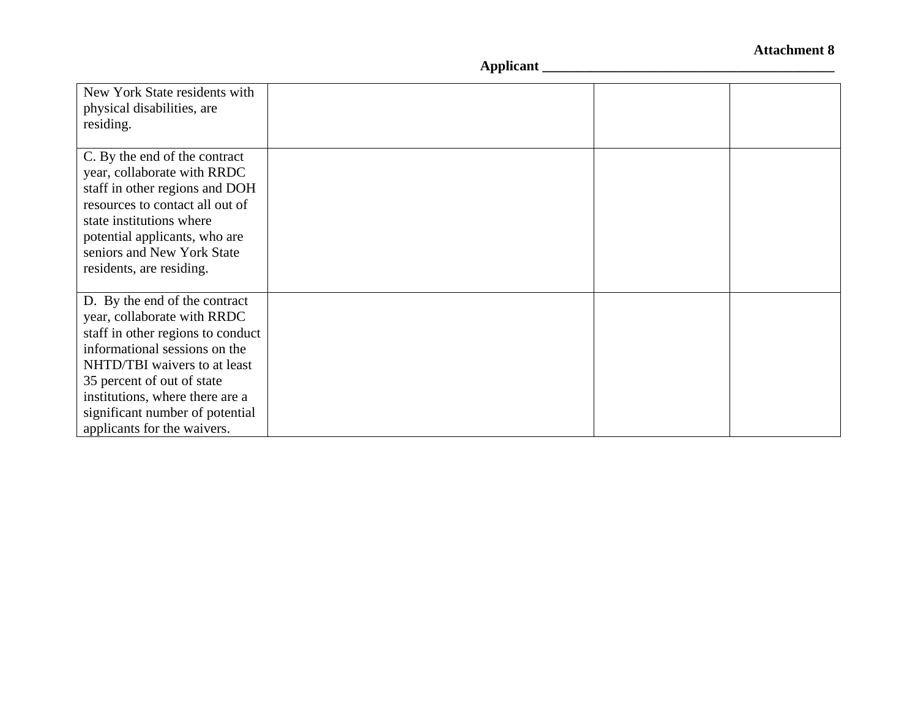**Attachment 8**

**Applicant \_\_\_\_\_\_\_\_\_\_\_\_\_\_\_\_\_\_\_\_\_\_\_\_\_\_\_\_\_\_\_\_\_\_\_\_\_\_\_\_\_\_**

| | | | |
|---|---|---|---|
| New York State residents with physical disabilities, are residing. | | | |
| C. By the end of the contract year, collaborate with RRDC staff in other regions and DOH resources to contact all out of state institutions where potential applicants, who are seniors and New York State residents, are residing. | | | |
| D. By the end of the contract year, collaborate with RRDC staff in other regions to conduct informational sessions on the NHTD/TBI waivers to at least 35 percent of out of state institutions, where there are a significant number of potential applicants for the waivers. | | | |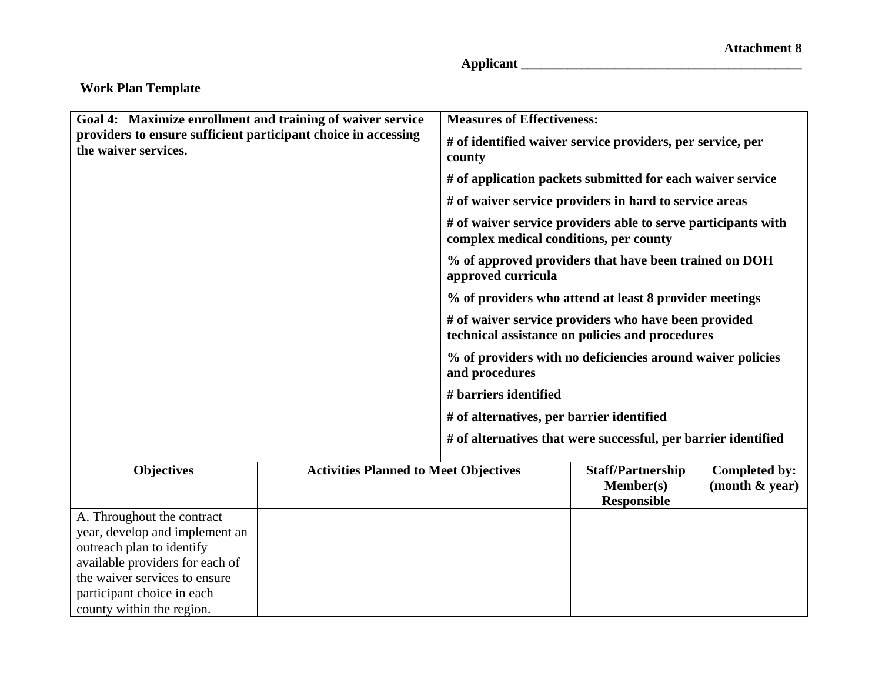**Attachment 8**

**Applicant \_\_\_\_\_\_\_\_\_\_\_\_\_\_\_\_\_\_\_\_\_\_\_\_\_\_\_\_\_\_\_\_\_\_\_\_\_\_\_\_\_\_**

**Work Plan Template**

| **Goal 4: Maximize enrollment and training of waiver service providers to ensure sufficient participant choice in accessing the waiver services.** | | **Measures of Effectiveness:**<br>**# of identified waiver service providers, per service, per county**<br>**# of application packets submitted for each waiver service**<br>**# of waiver service providers in hard to service areas**<br>**# of waiver service providers able to serve participants with complex medical conditions, per county**<br>**% of approved providers that have been trained on DOH approved curricula**<br>**% of providers who attend at least 8 provider meetings**<br>**# of waiver service providers who have been provided technical assistance on policies and procedures**<br>**% of providers with no deficiencies around waiver policies and procedures**<br>**# barriers identified**<br>**# of alternatives, per barrier identified**<br>**# of alternatives that were successful, per barrier identified** | |
|---|---|---|---|
| **Objectives** | **Activities Planned to Meet Objectives** | **Staff/Partnership Member(s) Responsible** | **Completed by: (month & year)** |
| A. Throughout the contract year, develop and implement an outreach plan to identify available providers for each of the waiver services to ensure participant choice in each county within the region. | | | |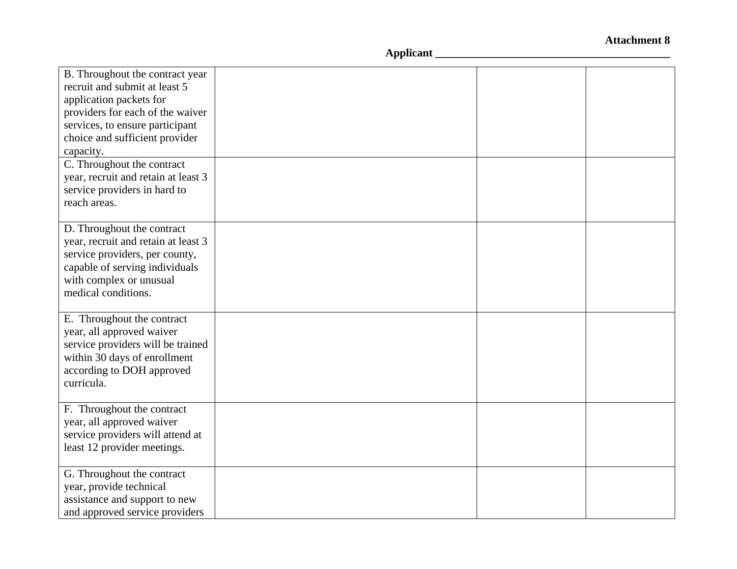**Attachment 8**

**Applicant ________________________________________**

| | | | |
|---|---|---|---|
| B. Throughout the contract year recruit and submit at least 5 application packets for providers for each of the waiver services, to ensure participant choice and sufficient provider capacity. | | | |
| C. Throughout the contract year, recruit and retain at least 3 service providers in hard to reach areas. | | | |
| D. Throughout the contract year, recruit and retain at least 3 service providers, per county, capable of serving individuals with complex or unusual medical conditions. | | | |
| E. Throughout the contract year, all approved waiver service providers will be trained within 30 days of enrollment according to DOH approved curricula. | | | |
| F. Throughout the contract year, all approved waiver service providers will attend at least 12 provider meetings. | | | |
| G. Throughout the contract year, provide technical assistance and support to new and approved service providers | | | |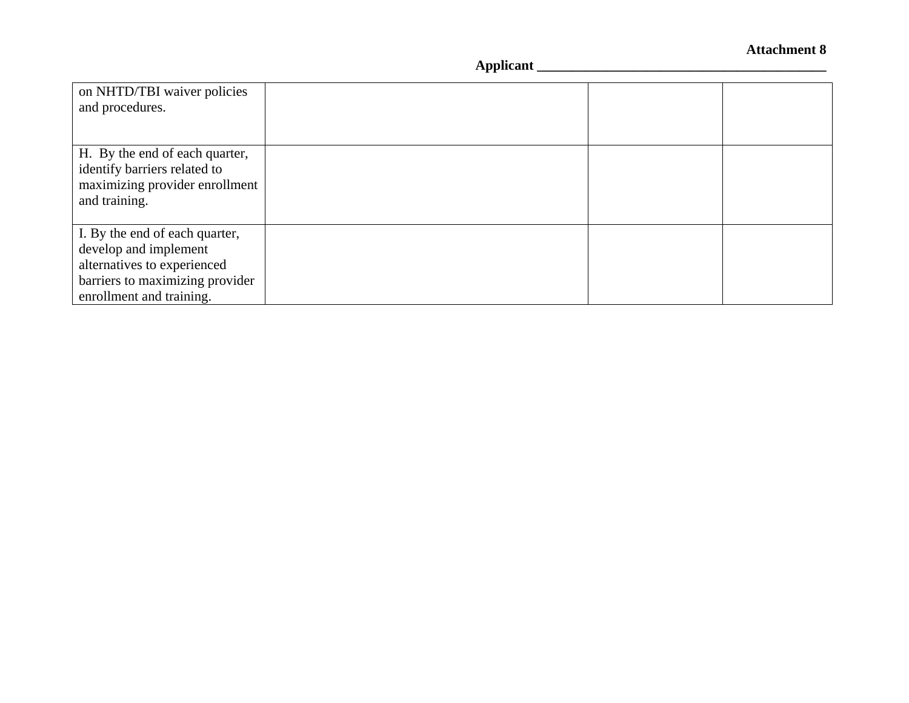**Attachment 8**

**Applicant \_\_\_\_\_\_\_\_\_\_\_\_\_\_\_\_\_\_\_\_\_\_\_\_\_\_\_\_\_\_\_\_\_\_\_\_\_\_\_\_\_**

| | | | |
|---|---|---|---|
| on NHTD/TBI waiver policies and procedures. | | | |
| H. By the end of each quarter, identify barriers related to maximizing provider enrollment and training. | | | |
| I. By the end of each quarter, develop and implement alternatives to experienced barriers to maximizing provider enrollment and training. | | | |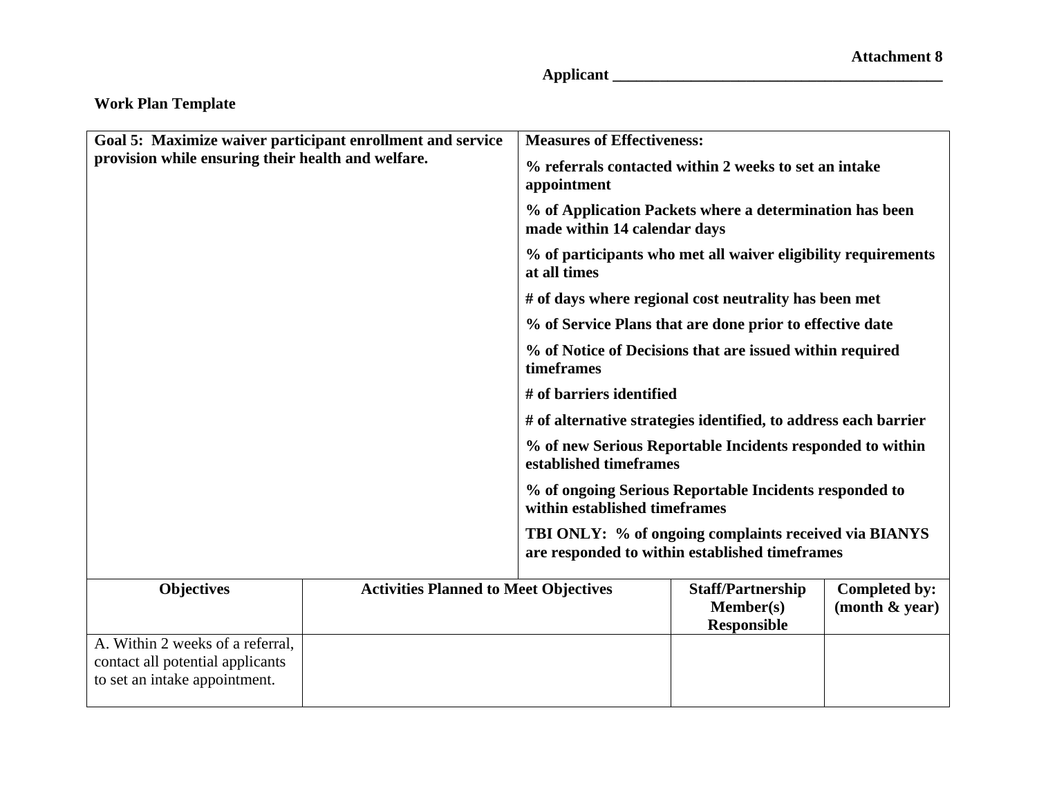**Attachment 8**

**Applicant ___________________________________________**

**Work Plan Template**

| **Goal 5: Maximize waiver participant enrollment and service provision while ensuring their health and welfare.** | | **Measures of Effectiveness:**<br><br>**% referrals contacted within 2 weeks to set an intake appointment**<br><br>**% of Application Packets where a determination has been made within 14 calendar days**<br><br>**% of participants who met all waiver eligibility requirements at all times**<br><br>**# of days where regional cost neutrality has been met**<br><br>**% of Service Plans that are done prior to effective date**<br><br>**% of Notice of Decisions that are issued within required timeframes**<br><br>**# of barriers identified**<br><br>**# of alternative strategies identified, to address each barrier**<br><br>**% of new Serious Reportable Incidents responded to within established timeframes**<br><br>**% of ongoing Serious Reportable Incidents responded to within established timeframes**<br><br>**TBI ONLY: % of ongoing complaints received via BIANYS are responded to within established timeframes** | |
|---|---|---|---|
| **Objectives** | **Activities Planned to Meet Objectives** | **Staff/Partnership Member(s) Responsible** | **Completed by: (month & year)** |
| A. Within 2 weeks of a referral, contact all potential applicants to set an intake appointment. | | | |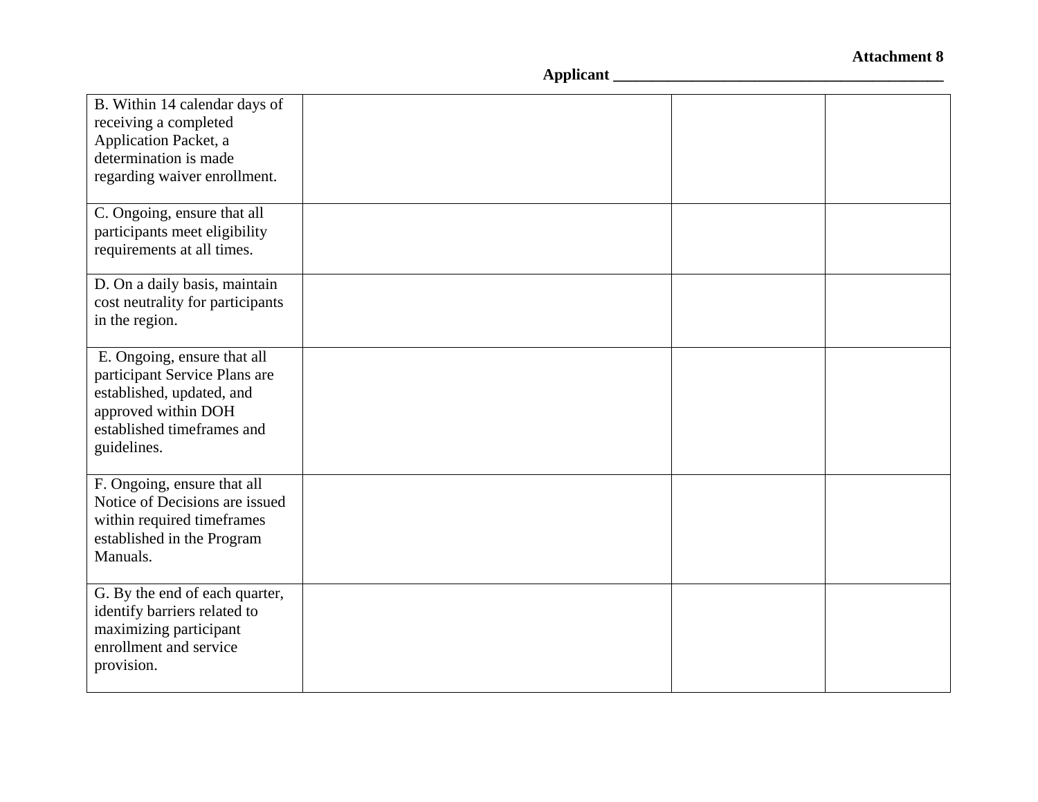**Attachment 8**

**Applicant \_\_\_\_\_\_\_\_\_\_\_\_\_\_\_\_\_\_\_\_\_\_\_\_\_\_\_\_\_\_\_\_\_\_\_\_\_\_\_\_\_\_**

| | | | |
|---|---|---|---|
| B. Within 14 calendar days of receiving a completed Application Packet, a determination is made regarding waiver enrollment. | | | |
| C. Ongoing, ensure that all participants meet eligibility requirements at all times. | | | |
| D. On a daily basis, maintain cost neutrality for participants in the region. | | | |
| E. Ongoing, ensure that all participant Service Plans are established, updated, and approved within DOH established timeframes and guidelines. | | | |
| F. Ongoing, ensure that all Notice of Decisions are issued within required timeframes established in the Program Manuals. | | | |
| G. By the end of each quarter, identify barriers related to maximizing participant enrollment and service provision. | | | |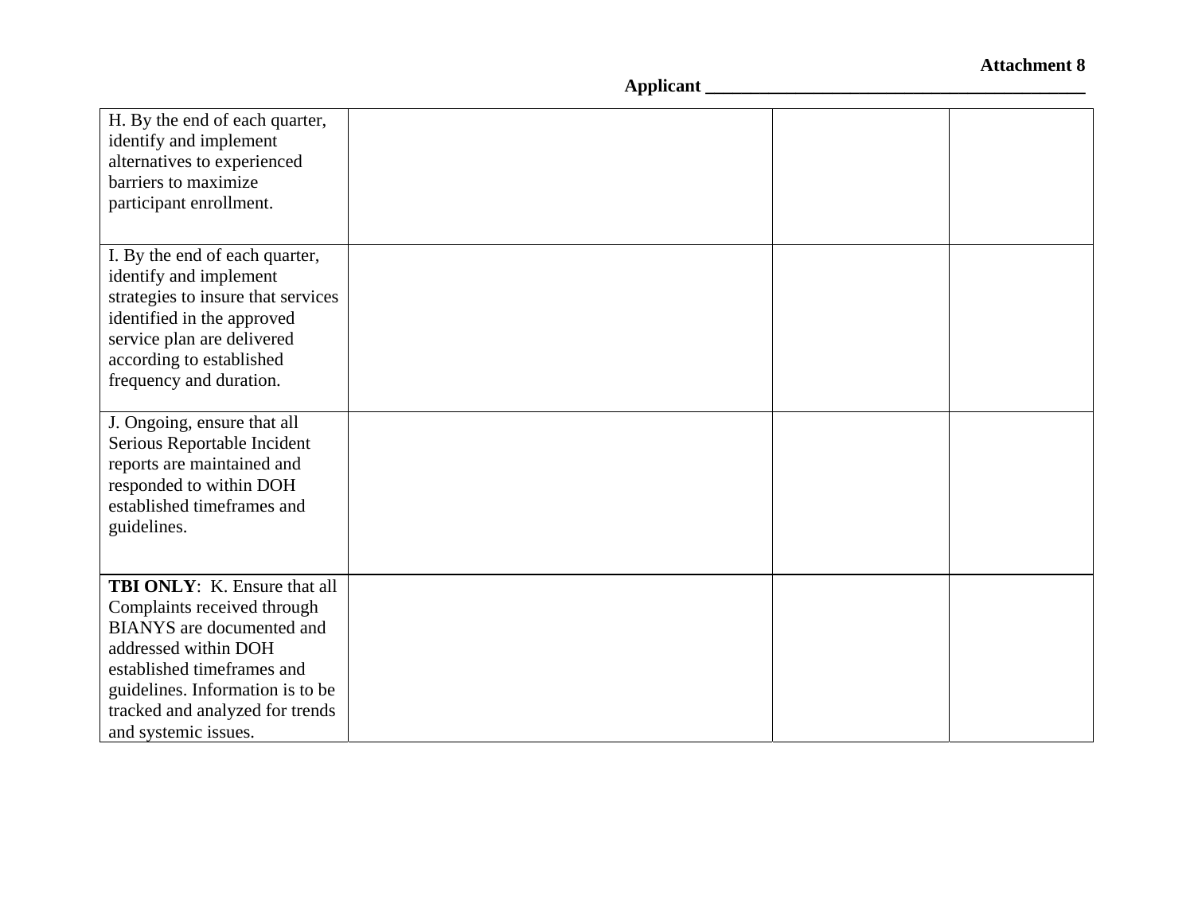**Attachment 8**

**Applicant ________________________________________**

| | | | |
|---|---|---|---|
| H. By the end of each quarter, identify and implement alternatives to experienced barriers to maximize participant enrollment. | | | |
| I. By the end of each quarter, identify and implement strategies to insure that services identified in the approved service plan are delivered according to established frequency and duration. | | | |
| J. Ongoing, ensure that all Serious Reportable Incident reports are maintained and responded to within DOH established timeframes and guidelines. | | | |
| **TBI ONLY**: K. Ensure that all Complaints received through BIANYS are documented and addressed within DOH established timeframes and guidelines. Information is to be tracked and analyzed for trends and systemic issues. | | | |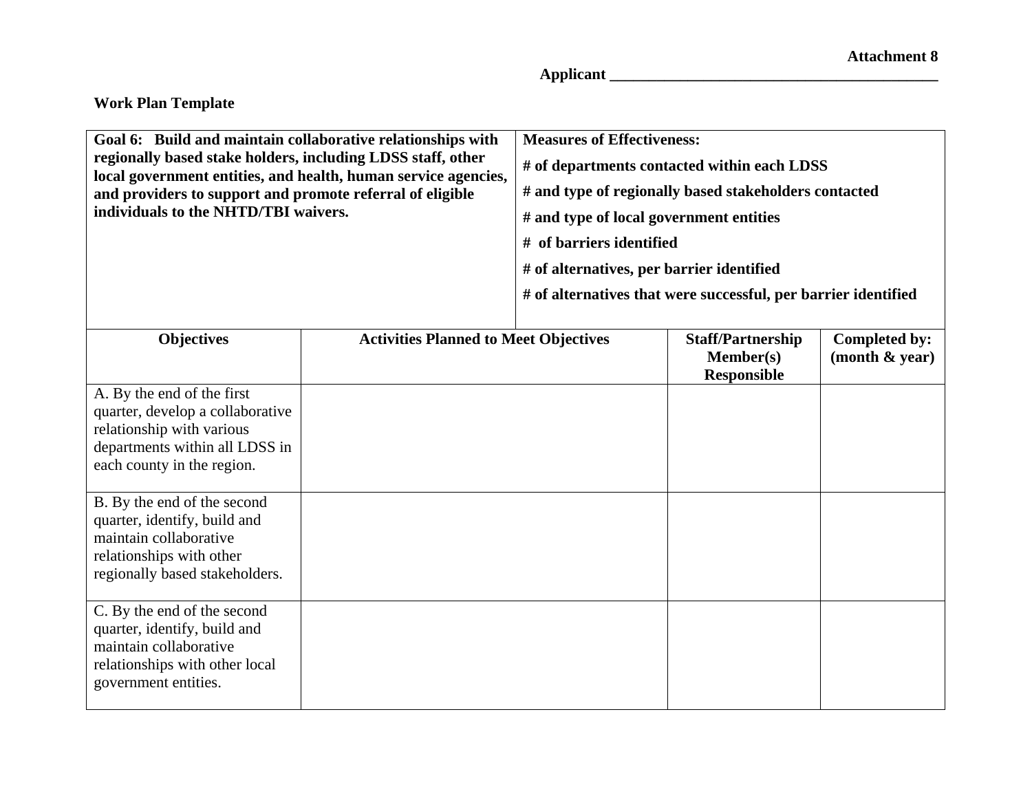**Attachment 8**

**Applicant \_\_\_\_\_\_\_\_\_\_\_\_\_\_\_\_\_\_\_\_\_\_\_\_\_\_\_\_\_\_\_\_\_\_\_\_\_\_\_\_\_\_\_\_\_**

**Work Plan Template**

| **Goal 6: Build and maintain collaborative relationships with regionally based stake holders, including LDSS staff, other local government entities, and health, human service agencies, and providers to support and promote referral of eligible individuals to the NHTD/TBI waivers.** | **Measures of Effectiveness:**<br>**# of departments contacted within each LDSS**<br>**# and type of regionally based stakeholders contacted**<br>**# and type of local government entities**<br>**# of barriers identified**<br>**# of alternatives, per barrier identified**<br>**# of alternatives that were successful, per barrier identified** | | |
|---|---|---|---|
| **Objectives** | **Activities Planned to Meet Objectives** | **Staff/Partnership Member(s) Responsible** | **Completed by: (month & year)** |
| A. By the end of the first quarter, develop a collaborative relationship with various departments within all LDSS in each county in the region. | | | |
| B. By the end of the second quarter, identify, build and maintain collaborative relationships with other regionally based stakeholders. | | | |
| C. By the end of the second quarter, identify, build and maintain collaborative relationships with other local government entities. | | | |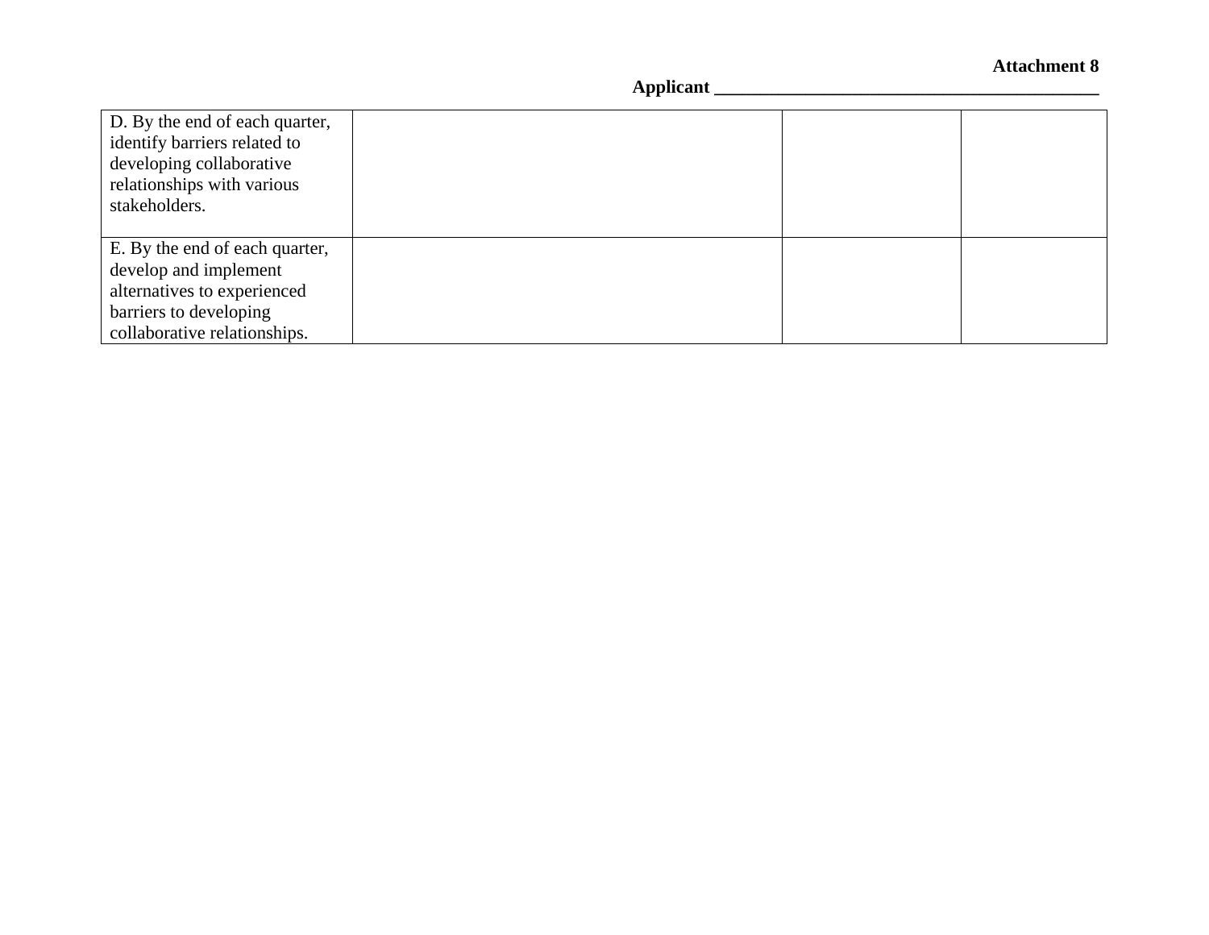**Attachment 8**

**Applicant \_\_\_\_\_\_\_\_\_\_\_\_\_\_\_\_\_\_\_\_\_\_\_\_\_\_\_\_\_\_\_\_\_\_\_\_\_\_\_\_\_\_\_\_**

| | | | |
|---|---|---|---|
| D. By the end of each quarter, identify barriers related to developing collaborative relationships with various stakeholders. | | | |
| E. By the end of each quarter, develop and implement alternatives to experienced barriers to developing collaborative relationships. | | | |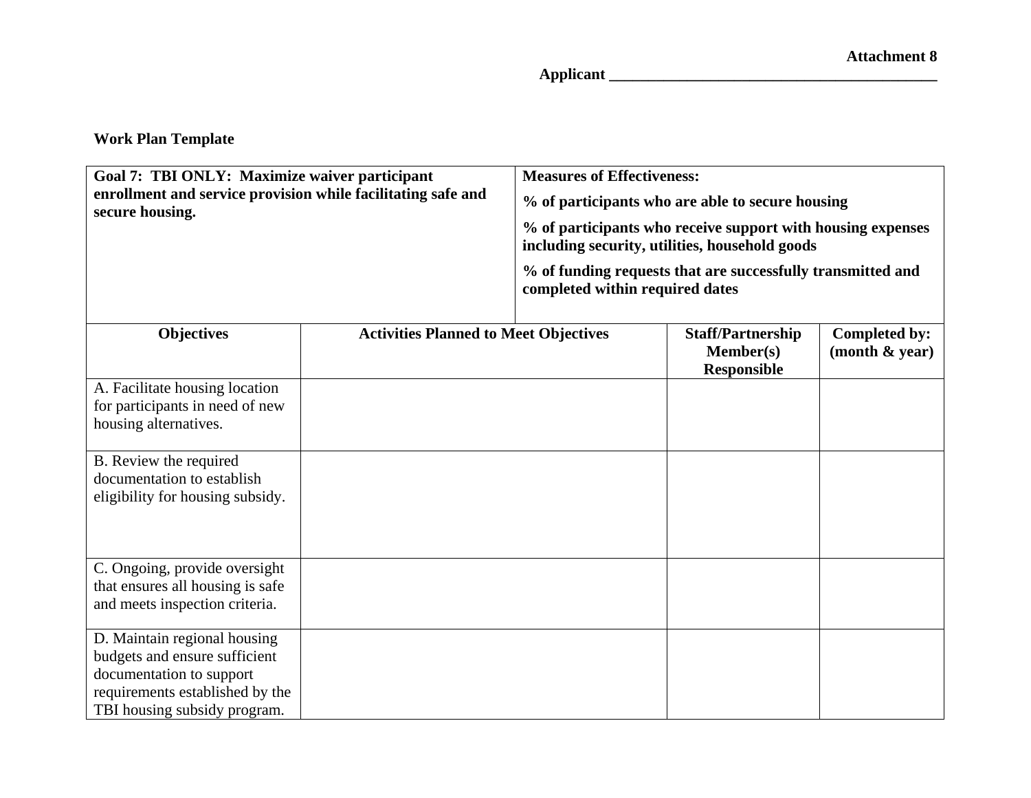**Attachment 8**

**Applicant \_\_\_\_\_\_\_\_\_\_\_\_\_\_\_\_\_\_\_\_\_\_\_\_\_\_\_\_\_\_\_\_\_\_\_\_\_\_\_\_\_\_\_\_**

**Work Plan Template**

| **Goal 7: TBI ONLY: Maximize waiver participant enrollment and service provision while facilitating safe and secure housing.** | | **Measures of Effectiveness:**<br>**% of participants who are able to secure housing**<br>**% of participants who receive support with housing expenses including security, utilities, household goods**<br>**% of funding requests that are successfully transmitted and completed within required dates** | |
|---|---|---|---|
| **Objectives** | **Activities Planned to Meet Objectives** | **Staff/Partnership Member(s) Responsible** | **Completed by: (month & year)** |
| A. Facilitate housing location for participants in need of new housing alternatives. | | | |
| B. Review the required documentation to establish eligibility for housing subsidy. | | | |
| C. Ongoing, provide oversight that ensures all housing is safe and meets inspection criteria. | | | |
| D. Maintain regional housing budgets and ensure sufficient documentation to support requirements established by the TBI housing subsidy program. | | | |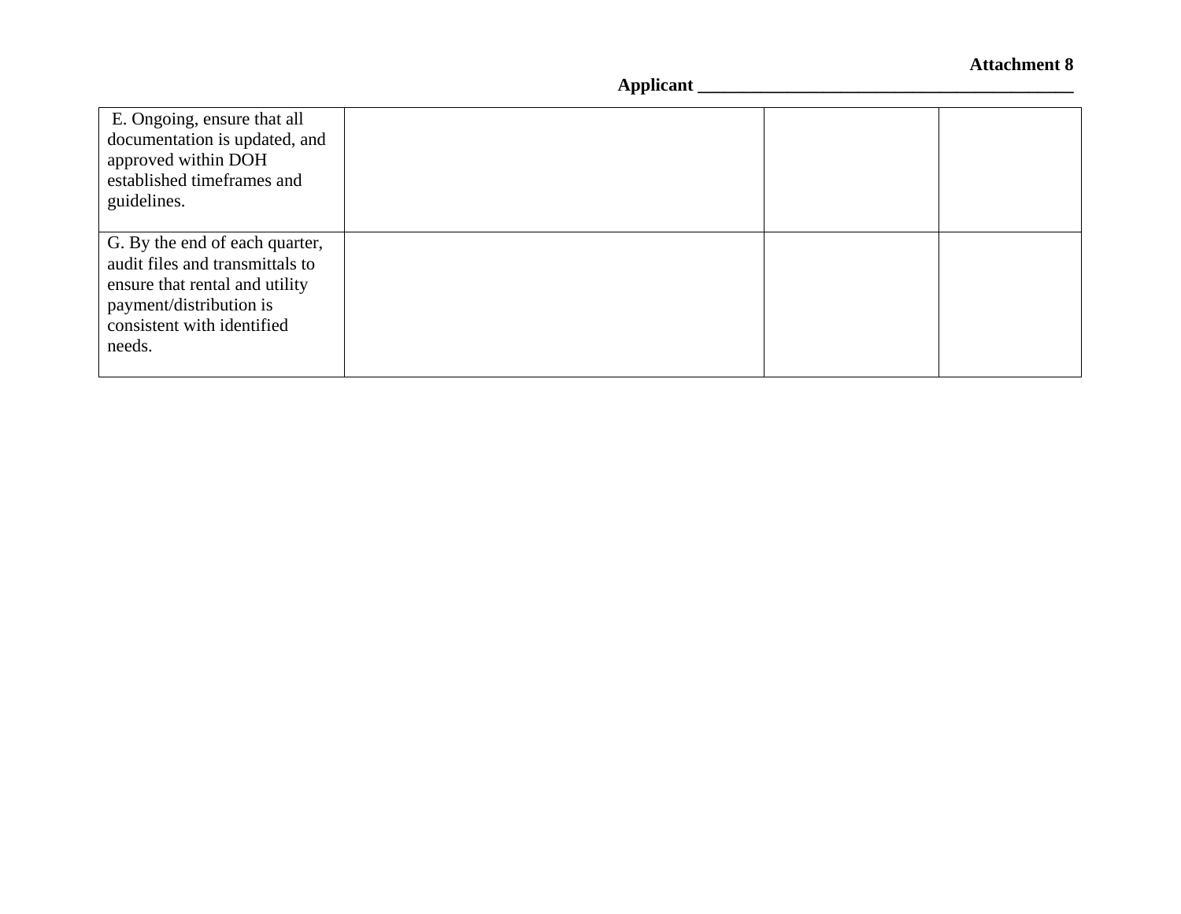**Attachment 8**

**Applicant ________________________________________**

| | | | |
|---|---|---|---|
| E. Ongoing, ensure that all documentation is updated, and approved within DOH established timeframes and guidelines. | | | |
| G. By the end of each quarter, audit files and transmittals to ensure that rental and utility payment/distribution is consistent with identified needs. | | | |